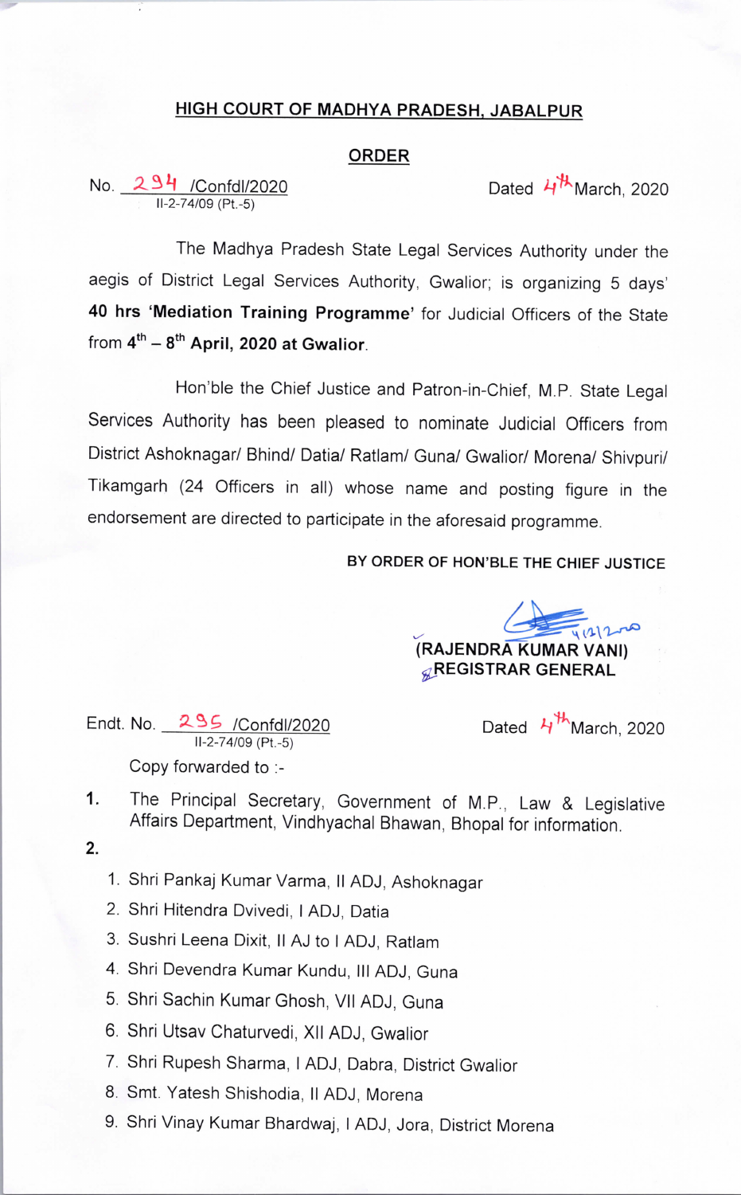## HIGH COURT OF MADHYA PRADESH, JABALPUR

## ORDER

No. 294 /Confdl/2020
II-2-74/09 (Pt.-5)

Dated 4th March, 2020

The Madhya Pradesh State Legal Services Authority under the aegis of District Legal Services Authority, Gwalior; is organizing 5 days' **40 hrs 'Mediation Training Programme'** for Judicial Officers of the State from **4th – 8th April, 2020 at Gwalior**.

Hon'ble the Chief Justice and Patron-in-Chief, M.P. State Legal Services Authority has been pleased to nominate Judicial Officers from District Ashoknagar/ Bhind/ Datia/ Ratlam/ Guna/ Gwalior/ Morena/ Shivpuri/ Tikamgarh (24 Officers in all) whose name and posting figure in the endorsement are directed to participate in the aforesaid programme.

**BY ORDER OF HON'BLE THE CHIEF JUSTICE**

4/3/2020

**(RAJENDRA KUMAR VANI)**
**REGISTRAR GENERAL**

Endt. No. 295 /Confdl/2020
II-2-74/09 (Pt.-5)

Dated 4th March, 2020

Copy forwarded to :-

1. The Principal Secretary, Government of M.P., Law & Legislative Affairs Department, Vindhyachal Bhawan, Bhopal for information.
2. 
    1. Shri Pankaj Kumar Varma, II ADJ, Ashoknagar
    2. Shri Hitendra Dvivedi, I ADJ, Datia
    3. Sushri Leena Dixit, II AJ to I ADJ, Ratlam
    4. Shri Devendra Kumar Kundu, III ADJ, Guna
    5. Shri Sachin Kumar Ghosh, VII ADJ, Guna
    6. Shri Utsav Chaturvedi, XII ADJ, Gwalior
    7. Shri Rupesh Sharma, I ADJ, Dabra, District Gwalior
    8. Smt. Yatesh Shishodia, II ADJ, Morena
    9. Shri Vinay Kumar Bhardwaj, I ADJ, Jora, District Morena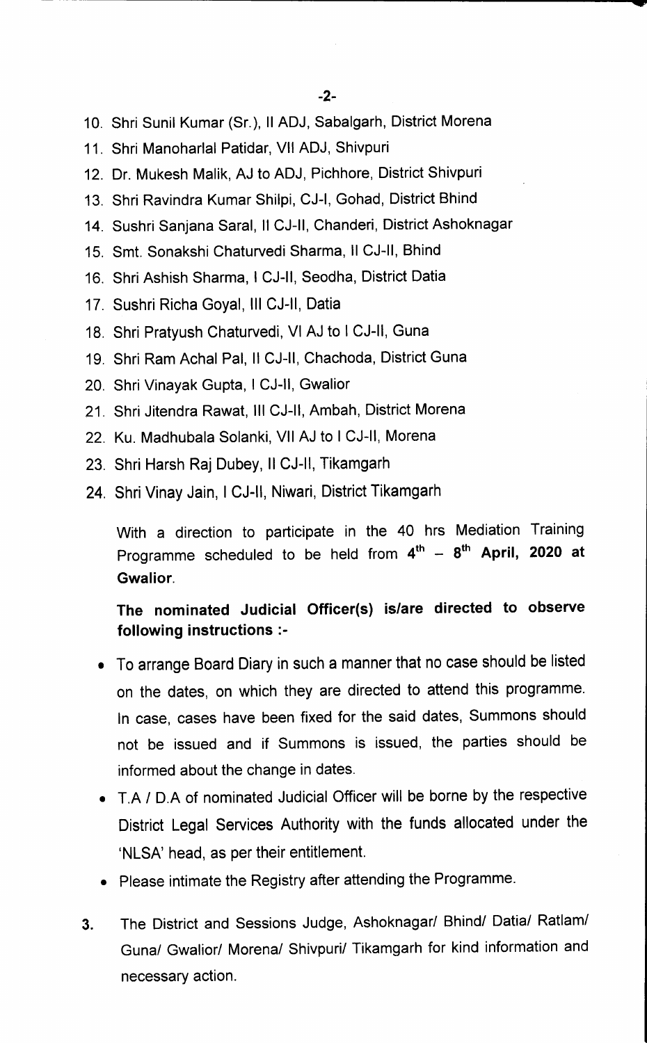10. Shri Sunil Kumar (Sr.), II ADJ, Sabalgarh, District Morena
11. Shri Manoharlal Patidar, VII ADJ, Shivpuri
12. Dr. Mukesh Malik, AJ to ADJ, Pichhore, District Shivpuri
13. Shri Ravindra Kumar Shilpi, CJ-I, Gohad, District Bhind
14. Sushri Sanjana Saral, II CJ-II, Chanderi, District Ashoknagar
15. Smt. Sonakshi Chaturvedi Sharma, II CJ-II, Bhind
16. Shri Ashish Sharma, I CJ-II, Seodha, District Datia
17. Sushri Richa Goyal, III CJ-II, Datia
18. Shri Pratyush Chaturvedi, VI AJ to I CJ-II, Guna
19. Shri Ram Achal Pal, II CJ-II, Chachoda, District Guna
20. Shri Vinayak Gupta, I CJ-II, Gwalior
21. Shri Jitendra Rawat, III CJ-II, Ambah, District Morena
22. Ku. Madhubala Solanki, VII AJ to I CJ-II, Morena
23. Shri Harsh Raj Dubey, II CJ-II, Tikamgarh
24. Shri Vinay Jain, I CJ-II, Niwari, District Tikamgarh

With a direction to participate in the 40 hrs Mediation Training Programme scheduled to be held from **4th – 8th April, 2020 at Gwalior**.

**The nominated Judicial Officer(s) is/are directed to observe following instructions :-**

- To arrange Board Diary in such a manner that no case should be listed on the dates, on which they are directed to attend this programme. In case, cases have been fixed for the said dates, Summons should not be issued and if Summons is issued, the parties should be informed about the change in dates.
- T.A / D.A of nominated Judicial Officer will be borne by the respective District Legal Services Authority with the funds allocated under the 'NLSA' head, as per their entitlement.
- Please intimate the Registry after attending the Programme.

3. The District and Sessions Judge, Ashoknagar/ Bhind/ Datia/ Ratlam/ Guna/ Gwalior/ Morena/ Shivpuri/ Tikamgarh for kind information and necessary action.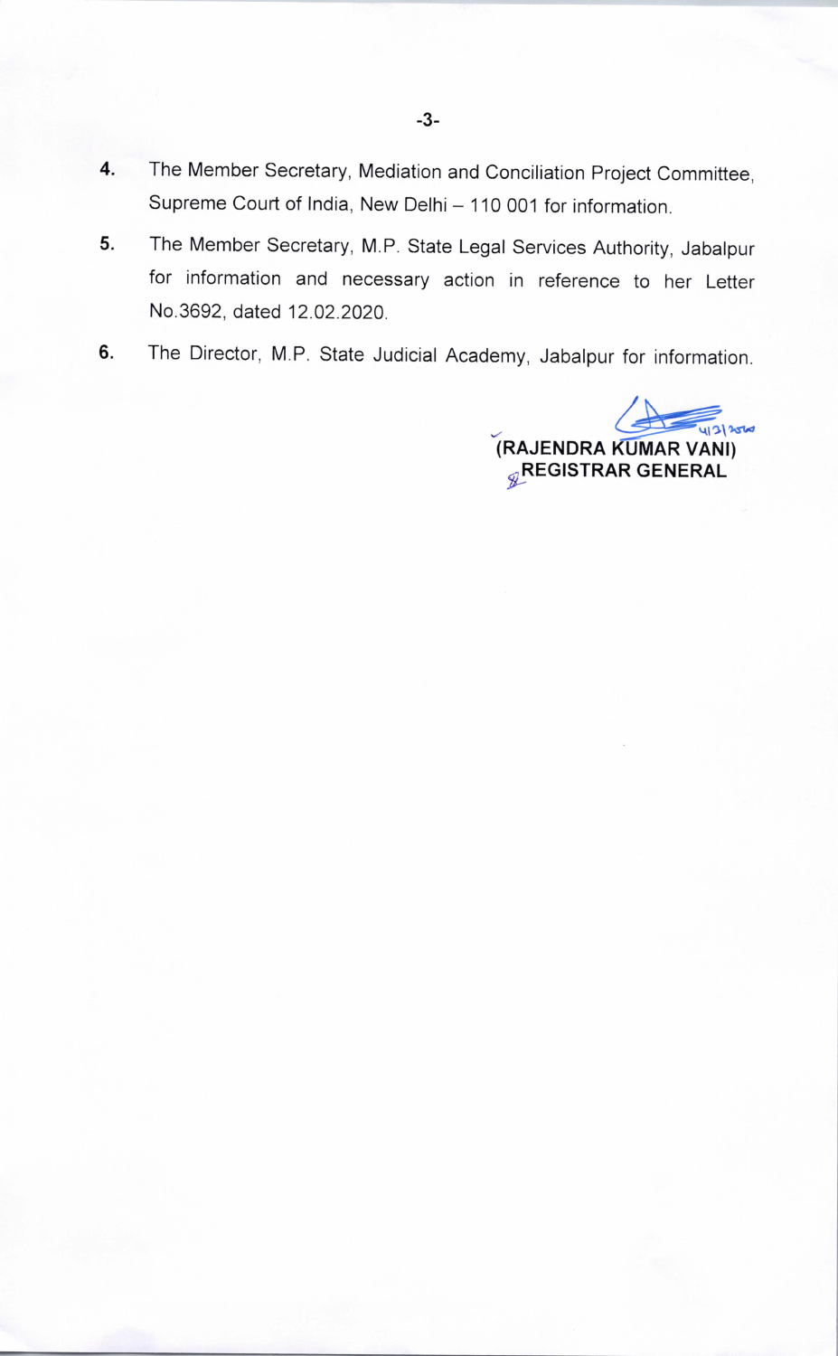4. The Member Secretary, Mediation and Conciliation Project Committee, Supreme Court of India, New Delhi – 110 001 for information.

5. The Member Secretary, M.P. State Legal Services Authority, Jabalpur for information and necessary action in reference to her Letter No.3692, dated 12.02.2020.

6. The Director, M.P. State Judicial Academy, Jabalpur for information.

4/3/2020

**(RAJENDRA KUMAR VANI)**
**REGISTRAR GENERAL**